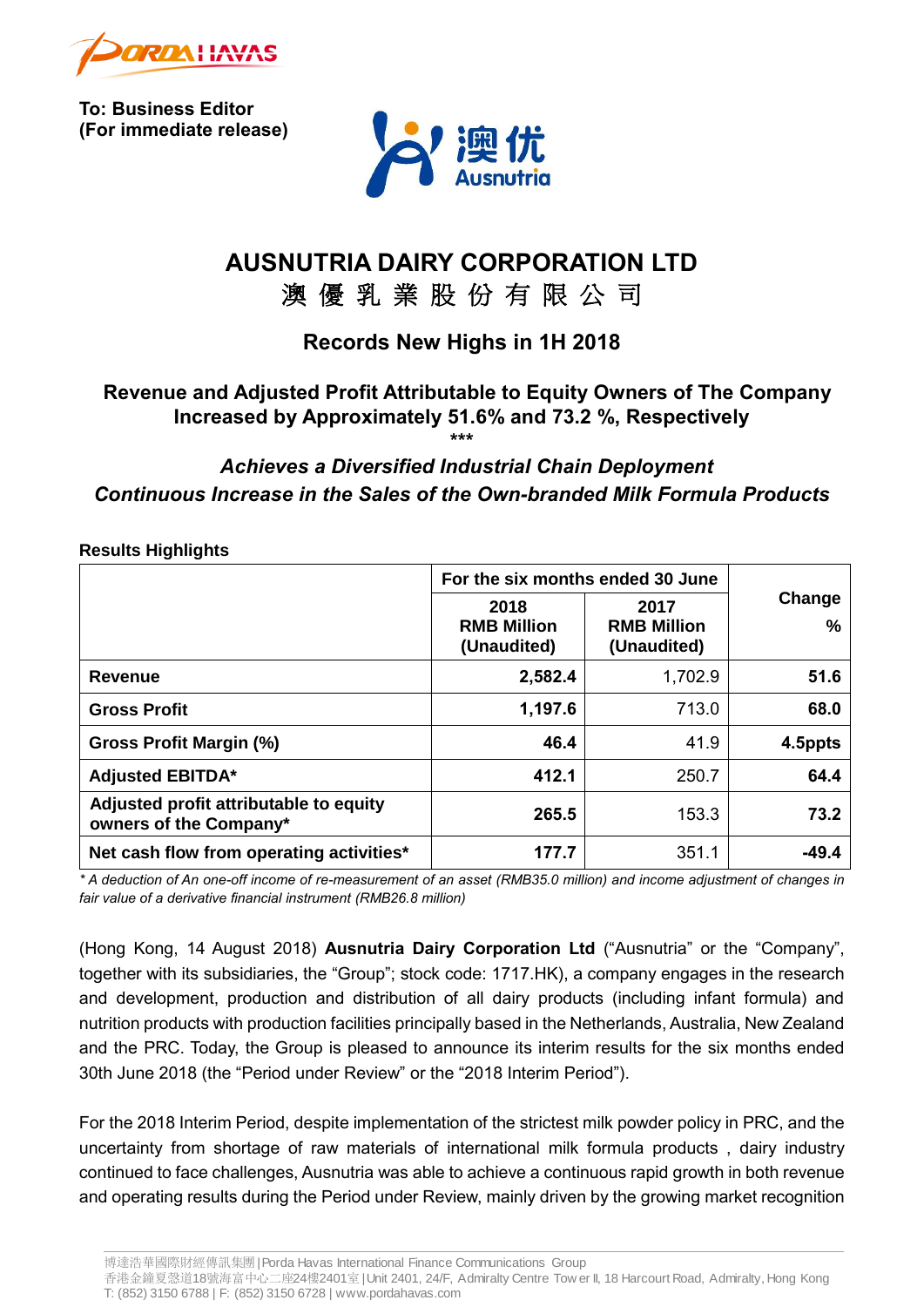**To: Business Editor**
**(For immediate release)**

# AUSNUTRIA DAIRY CORPORATION LTD
# 澳 優 乳 業 股 份 有 限 公 司

## Records New Highs in 1H 2018

### Revenue and Adjusted Profit Attributable to Equity Owners of The Company Increased by Approximately 51.6% and 73.2 %, Respectively

\*\*\*

### *Achieves a Diversified Industrial Chain Deployment*
### *Continuous Increase in the Sales of the Own-branded Milk Formula Products*

**Results Highlights**

| | For the six months ended 30 June | | Change |
|---|---|---|---|
| | **2018 RMB Million (Unaudited)** | **2017 RMB Million (Unaudited)** | **%** |
| **Revenue** | **2,582.4** | 1,702.9 | **51.6** |
| **Gross Profit** | **1,197.6** | 713.0 | **68.0** |
| **Gross Profit Margin (%)** | **46.4** | 41.9 | **4.5ppts** |
| **Adjusted EBITDA*** | **412.1** | 250.7 | **64.4** |
| **Adjusted profit attributable to equity owners of the Company*** | **265.5** | 153.3 | **73.2** |
| **Net cash flow from operating activities*** | **177.7** | 351.1 | **-49.4** |

*\* A deduction of An one-off income of re-measurement of an asset (RMB35.0 million) and income adjustment of changes in fair value of a derivative financial instrument (RMB26.8 million)*

(Hong Kong, 14 August 2018) **Ausnutria Dairy Corporation Ltd** ("Ausnutria" or the "Company", together with its subsidiaries, the "Group"; stock code: 1717.HK), a company engages in the research and development, production and distribution of all dairy products (including infant formula) and nutrition products with production facilities principally based in the Netherlands, Australia, New Zealand and the PRC. Today, the Group is pleased to announce its interim results for the six months ended 30th June 2018 (the "Period under Review" or the "2018 Interim Period").

For the 2018 Interim Period, despite implementation of the strictest milk powder policy in PRC, and the uncertainty from shortage of raw materials of international milk formula products , dairy industry continued to face challenges, Ausnutria was able to achieve a continuous rapid growth in both revenue and operating results during the Period under Review, mainly driven by the growing market recognition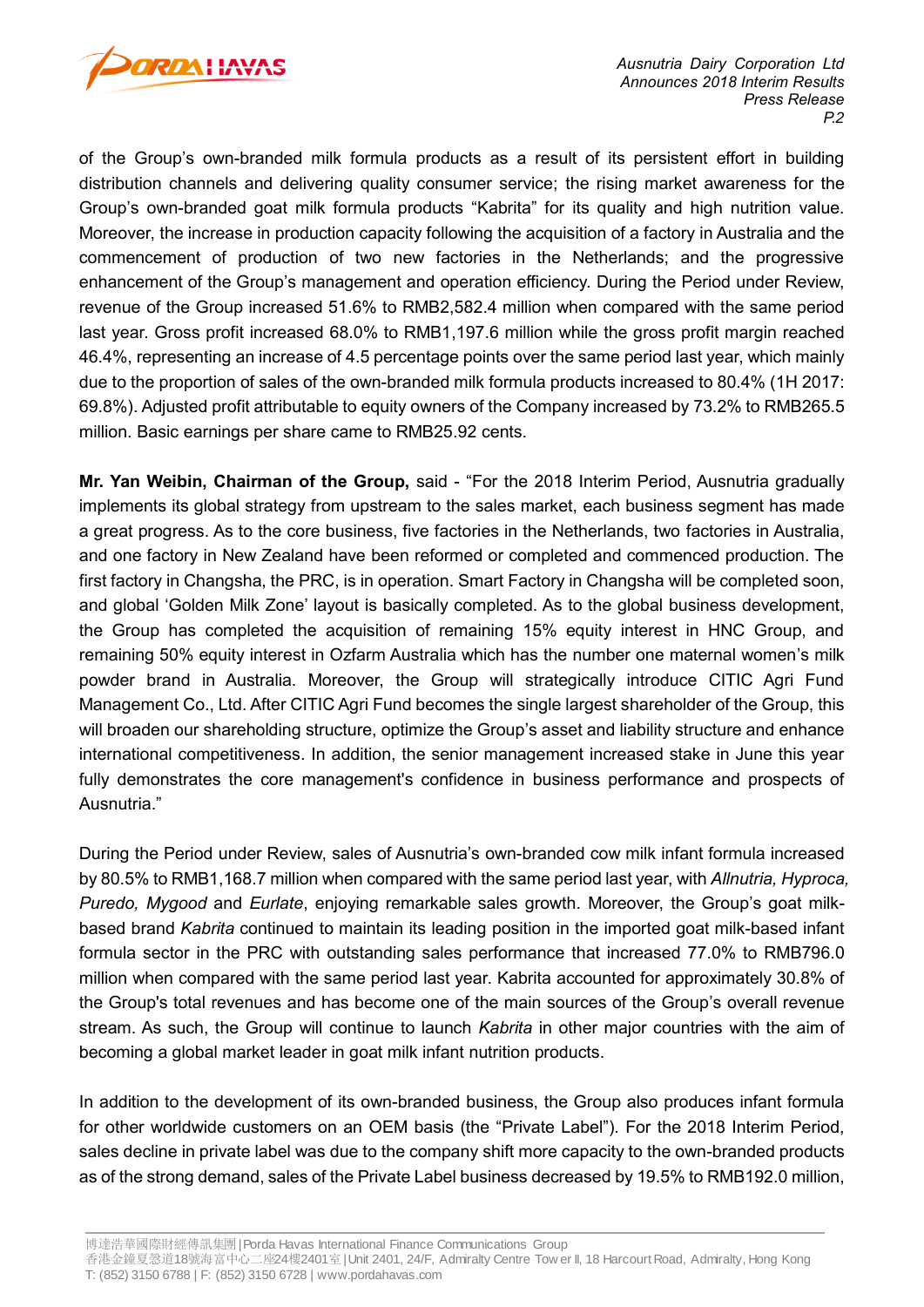of the Group's own-branded milk formula products as a result of its persistent effort in building distribution channels and delivering quality consumer service; the rising market awareness for the Group's own-branded goat milk formula products "Kabrita" for its quality and high nutrition value. Moreover, the increase in production capacity following the acquisition of a factory in Australia and the commencement of production of two new factories in the Netherlands; and the progressive enhancement of the Group's management and operation efficiency. During the Period under Review, revenue of the Group increased 51.6% to RMB2,582.4 million when compared with the same period last year. Gross profit increased 68.0% to RMB1,197.6 million while the gross profit margin reached 46.4%, representing an increase of 4.5 percentage points over the same period last year, which mainly due to the proportion of sales of the own-branded milk formula products increased to 80.4% (1H 2017: 69.8%). Adjusted profit attributable to equity owners of the Company increased by 73.2% to RMB265.5 million. Basic earnings per share came to RMB25.92 cents.

**Mr. Yan Weibin, Chairman of the Group,** said - "For the 2018 Interim Period, Ausnutria gradually implements its global strategy from upstream to the sales market, each business segment has made a great progress. As to the core business, five factories in the Netherlands, two factories in Australia, and one factory in New Zealand have been reformed or completed and commenced production. The first factory in Changsha, the PRC, is in operation. Smart Factory in Changsha will be completed soon, and global 'Golden Milk Zone' layout is basically completed. As to the global business development, the Group has completed the acquisition of remaining 15% equity interest in HNC Group, and remaining 50% equity interest in Ozfarm Australia which has the number one maternal women's milk powder brand in Australia. Moreover, the Group will strategically introduce CITIC Agri Fund Management Co., Ltd. After CITIC Agri Fund becomes the single largest shareholder of the Group, this will broaden our shareholding structure, optimize the Group's asset and liability structure and enhance international competitiveness. In addition, the senior management increased stake in June this year fully demonstrates the core management's confidence in business performance and prospects of Ausnutria."

During the Period under Review, sales of Ausnutria's own-branded cow milk infant formula increased by 80.5% to RMB1,168.7 million when compared with the same period last year, with *Allnutria, Hyproca, Puredo, Mygood* and *Eurlate*, enjoying remarkable sales growth. Moreover, the Group's goat milk-based brand *Kabrita* continued to maintain its leading position in the imported goat milk-based infant formula sector in the PRC with outstanding sales performance that increased 77.0% to RMB796.0 million when compared with the same period last year. Kabrita accounted for approximately 30.8% of the Group's total revenues and has become one of the main sources of the Group's overall revenue stream. As such, the Group will continue to launch *Kabrita* in other major countries with the aim of becoming a global market leader in goat milk infant nutrition products.

In addition to the development of its own-branded business, the Group also produces infant formula for other worldwide customers on an OEM basis (the "Private Label"). For the 2018 Interim Period, sales decline in private label was due to the company shift more capacity to the own-branded products as of the strong demand, sales of the Private Label business decreased by 19.5% to RMB192.0 million,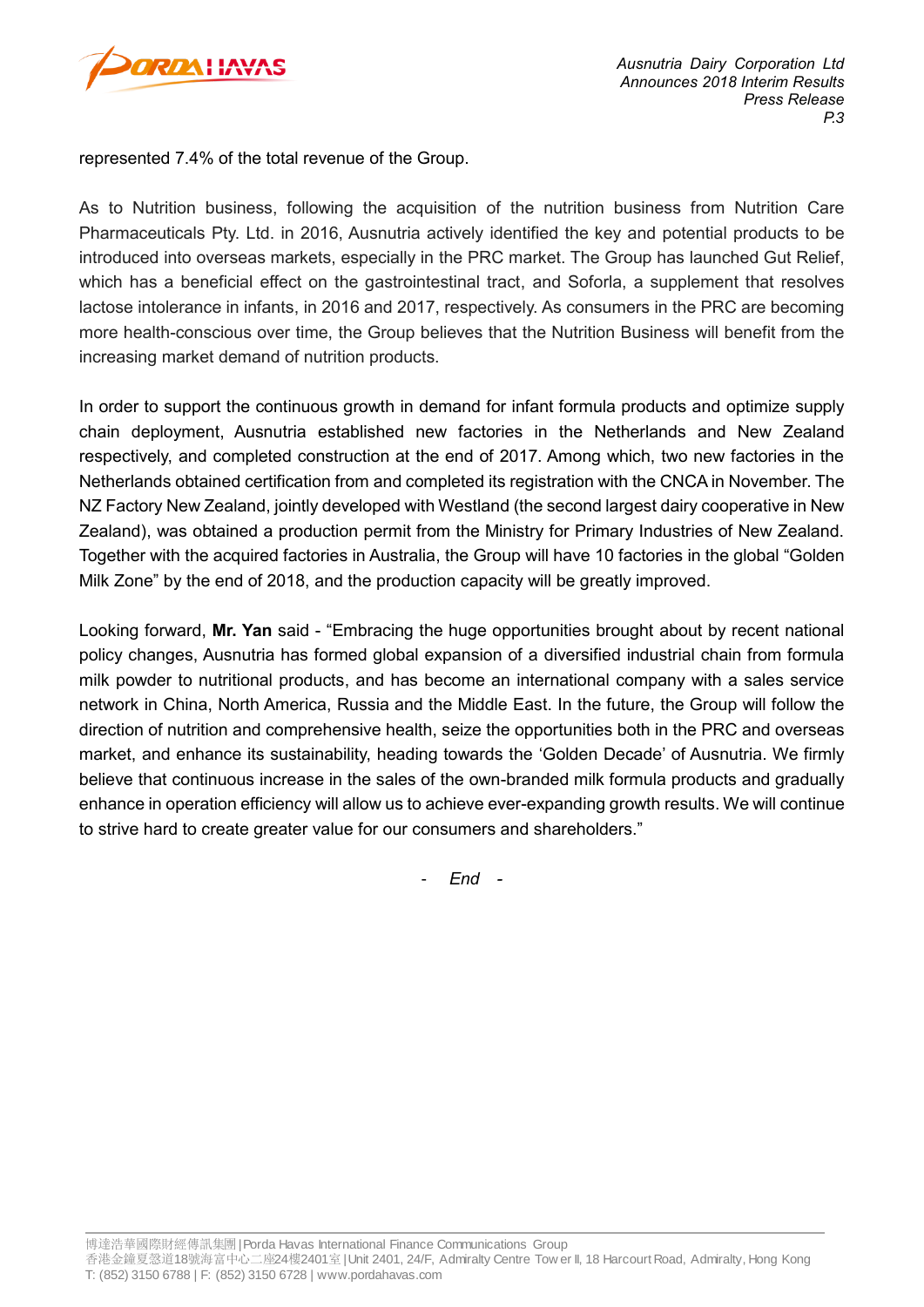represented 7.4% of the total revenue of the Group.

As to Nutrition business, following the acquisition of the nutrition business from Nutrition Care Pharmaceuticals Pty. Ltd. in 2016, Ausnutria actively identified the key and potential products to be introduced into overseas markets, especially in the PRC market. The Group has launched Gut Relief, which has a beneficial effect on the gastrointestinal tract, and Soforla, a supplement that resolves lactose intolerance in infants, in 2016 and 2017, respectively. As consumers in the PRC are becoming more health-conscious over time, the Group believes that the Nutrition Business will benefit from the increasing market demand of nutrition products.

In order to support the continuous growth in demand for infant formula products and optimize supply chain deployment, Ausnutria established new factories in the Netherlands and New Zealand respectively, and completed construction at the end of 2017. Among which, two new factories in the Netherlands obtained certification from and completed its registration with the CNCA in November. The NZ Factory New Zealand, jointly developed with Westland (the second largest dairy cooperative in New Zealand), was obtained a production permit from the Ministry for Primary Industries of New Zealand. Together with the acquired factories in Australia, the Group will have 10 factories in the global "Golden Milk Zone" by the end of 2018, and the production capacity will be greatly improved.

Looking forward, **Mr. Yan** said - "Embracing the huge opportunities brought about by recent national policy changes, Ausnutria has formed global expansion of a diversified industrial chain from formula milk powder to nutritional products, and has become an international company with a sales service network in China, North America, Russia and the Middle East. In the future, the Group will follow the direction of nutrition and comprehensive health, seize the opportunities both in the PRC and overseas market, and enhance its sustainability, heading towards the 'Golden Decade' of Ausnutria. We firmly believe that continuous increase in the sales of the own-branded milk formula products and gradually enhance in operation efficiency will allow us to achieve ever-expanding growth results. We will continue to strive hard to create greater value for our consumers and shareholders."

*- End -*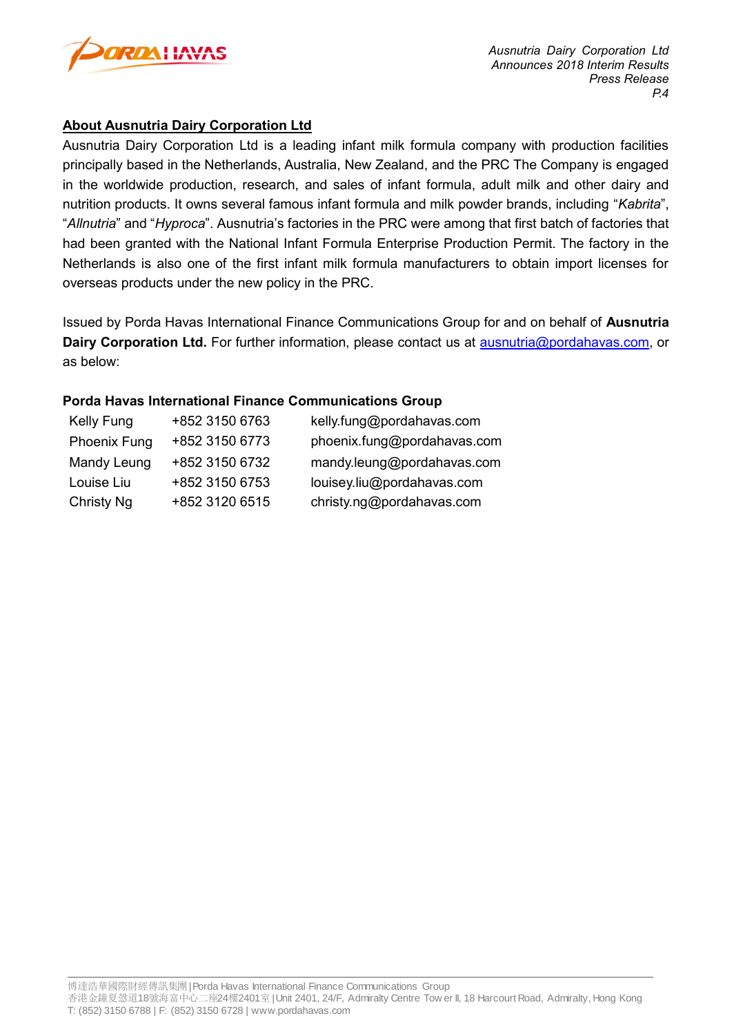## About Ausnutria Dairy Corporation Ltd

Ausnutria Dairy Corporation Ltd is a leading infant milk formula company with production facilities principally based in the Netherlands, Australia, New Zealand, and the PRC The Company is engaged in the worldwide production, research, and sales of infant formula, adult milk and other dairy and nutrition products. It owns several famous infant formula and milk powder brands, including "*Kabrita*", "*Allnutria*" and "*Hyproca*". Ausnutria's factories in the PRC were among that first batch of factories that had been granted with the National Infant Formula Enterprise Production Permit. The factory in the Netherlands is also one of the first infant milk formula manufacturers to obtain import licenses for overseas products under the new policy in the PRC.

Issued by Porda Havas International Finance Communications Group for and on behalf of **Ausnutria Dairy Corporation Ltd.** For further information, please contact us at ausnutria@pordahavas.com, or as below:

**Porda Havas International Finance Communications Group**

| | | |
|---|---|---|
| Kelly Fung | +852 3150 6763 | kelly.fung@pordahavas.com |
| Phoenix Fung | +852 3150 6773 | phoenix.fung@pordahavas.com |
| Mandy Leung | +852 3150 6732 | mandy.leung@pordahavas.com |
| Louise Liu | +852 3150 6753 | louisey.liu@pordahavas.com |
| Christy Ng | +852 3120 6515 | christy.ng@pordahavas.com |